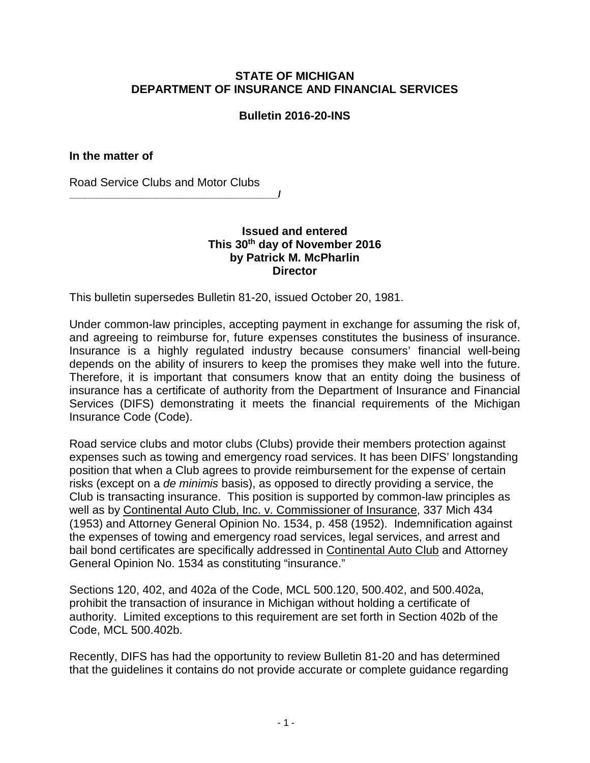**STATE OF MICHIGAN**
**DEPARTMENT OF INSURANCE AND FINANCIAL SERVICES**

**Bulletin 2016-20-INS**

**In the matter of**

Road Service Clubs and Motor Clubs
**_________________________________/**

**Issued and entered**
**This 30th day of November 2016**
**by Patrick M. McPharlin**
**Director**

This bulletin supersedes Bulletin 81-20, issued October 20, 1981.

Under common-law principles, accepting payment in exchange for assuming the risk of, and agreeing to reimburse for, future expenses constitutes the business of insurance. Insurance is a highly regulated industry because consumers' financial well-being depends on the ability of insurers to keep the promises they make well into the future. Therefore, it is important that consumers know that an entity doing the business of insurance has a certificate of authority from the Department of Insurance and Financial Services (DIFS) demonstrating it meets the financial requirements of the Michigan Insurance Code (Code).

Road service clubs and motor clubs (Clubs) provide their members protection against expenses such as towing and emergency road services. It has been DIFS' longstanding position that when a Club agrees to provide reimbursement for the expense of certain risks (except on a *de minimis* basis), as opposed to directly providing a service, the Club is transacting insurance. This position is supported by common-law principles as well as by Continental Auto Club, Inc. v. Commissioner of Insurance, 337 Mich 434 (1953) and Attorney General Opinion No. 1534, p. 458 (1952). Indemnification against the expenses of towing and emergency road services, legal services, and arrest and bail bond certificates are specifically addressed in Continental Auto Club and Attorney General Opinion No. 1534 as constituting "insurance."

Sections 120, 402, and 402a of the Code, MCL 500.120, 500.402, and 500.402a, prohibit the transaction of insurance in Michigan without holding a certificate of authority. Limited exceptions to this requirement are set forth in Section 402b of the Code, MCL 500.402b.

Recently, DIFS has had the opportunity to review Bulletin 81-20 and has determined that the guidelines it contains do not provide accurate or complete guidance regarding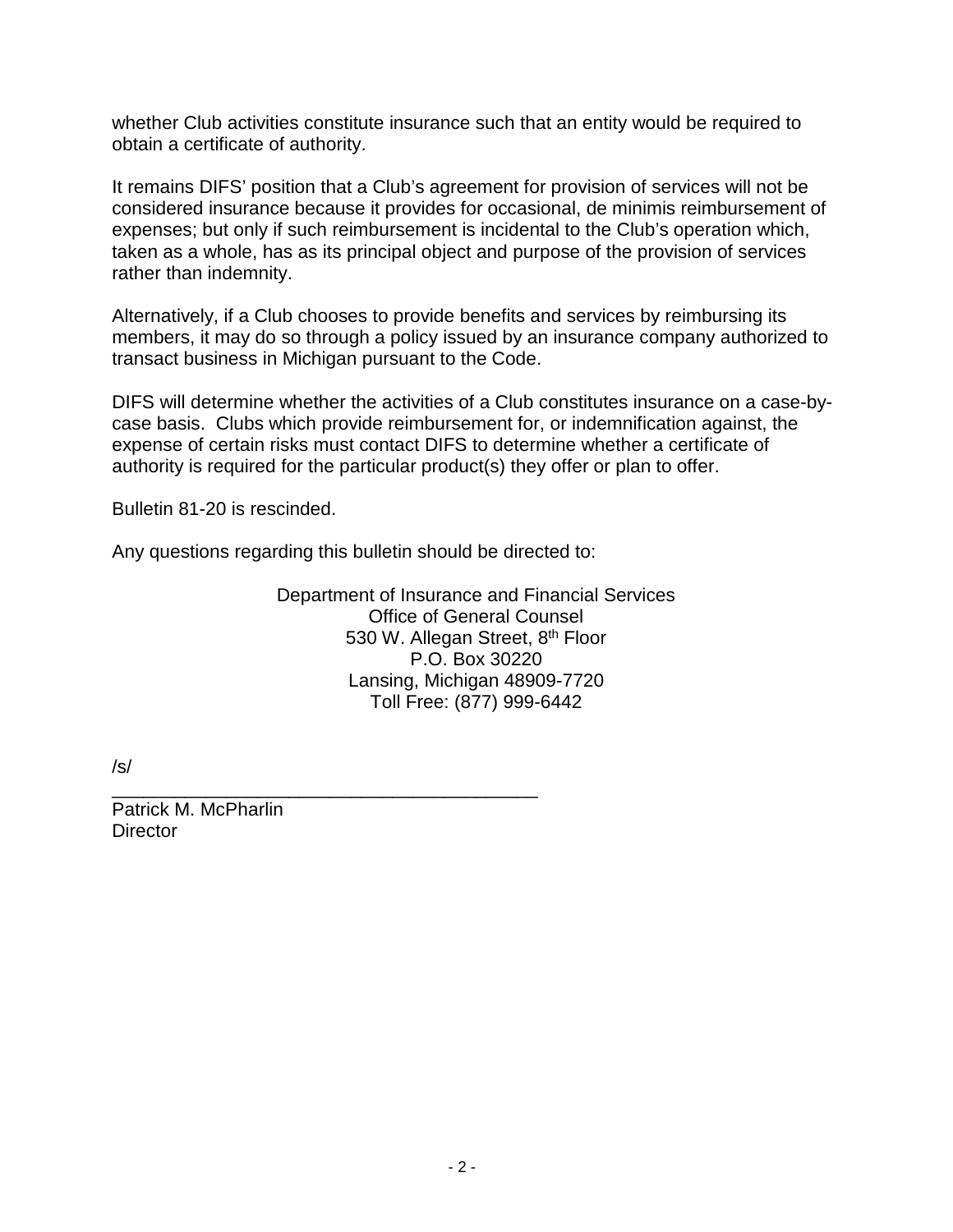whether Club activities constitute insurance such that an entity would be required to obtain a certificate of authority.

It remains DIFS' position that a Club's agreement for provision of services will not be considered insurance because it provides for occasional, de minimis reimbursement of expenses; but only if such reimbursement is incidental to the Club's operation which, taken as a whole, has as its principal object and purpose of the provision of services rather than indemnity.

Alternatively, if a Club chooses to provide benefits and services by reimbursing its members, it may do so through a policy issued by an insurance company authorized to transact business in Michigan pursuant to the Code.

DIFS will determine whether the activities of a Club constitutes insurance on a case-by-case basis. Clubs which provide reimbursement for, or indemnification against, the expense of certain risks must contact DIFS to determine whether a certificate of authority is required for the particular product(s) they offer or plan to offer.

Bulletin 81-20 is rescinded.

Any questions regarding this bulletin should be directed to:

Department of Insurance and Financial Services
Office of General Counsel
530 W. Allegan Street, 8th Floor
P.O. Box 30220
Lansing, Michigan 48909-7720
Toll Free: (877) 999-6442

/s/

\_\_\_\_\_\_\_\_\_\_\_\_\_\_\_\_\_\_\_\_\_\_\_\_\_\_\_\_\_\_\_\_\_\_\_\_\_\_\_\_\_\_\_\_\_\_

Patrick M. McPharlin
Director